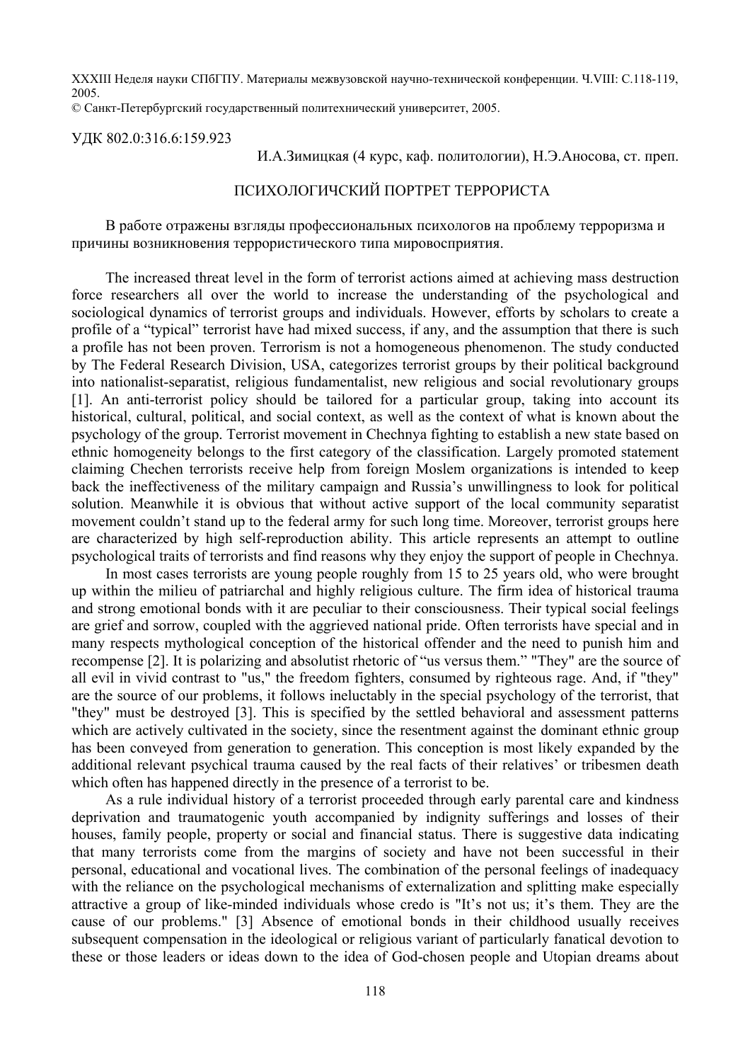XXXIII Неделя науки СПбГПУ. Материалы межвузовской научно-технической конференции. Ч.VIII: С.118-119, 2005.
© Санкт-Петербургский государственный политехнический университет, 2005.

УДК 802.0:316.6:159.923

И.А.Зимицкая (4 курс, каф. политологии), Н.Э.Аносова, ст. преп.

# ПСИХОЛОГИЧСКИЙ ПОРТРЕТ ТЕРРОРИСТА

В работе отражены взгляды профессиональных психологов на проблему терроризма и причины возникновения террористического типа мировосприятия.

The increased threat level in the form of terrorist actions aimed at achieving mass destruction force researchers all over the world to increase the understanding of the psychological and sociological dynamics of terrorist groups and individuals. However, efforts by scholars to create a profile of a "typical" terrorist have had mixed success, if any, and the assumption that there is such a profile has not been proven. Terrorism is not a homogeneous phenomenon. The study conducted by The Federal Research Division, USA, categorizes terrorist groups by their political background into nationalist-separatist, religious fundamentalist, new religious and social revolutionary groups [1]. An anti-terrorist policy should be tailored for a particular group, taking into account its historical, cultural, political, and social context, as well as the context of what is known about the psychology of the group. Terrorist movement in Chechnya fighting to establish a new state based on ethnic homogeneity belongs to the first category of the classification. Largely promoted statement claiming Chechen terrorists receive help from foreign Moslem organizations is intended to keep back the ineffectiveness of the military campaign and Russia's unwillingness to look for political solution. Meanwhile it is obvious that without active support of the local community separatist movement couldn't stand up to the federal army for such long time. Moreover, terrorist groups here are characterized by high self-reproduction ability. This article represents an attempt to outline psychological traits of terrorists and find reasons why they enjoy the support of people in Chechnya.

In most cases terrorists are young people roughly from 15 to 25 years old, who were brought up within the milieu of patriarchal and highly religious culture. The firm idea of historical trauma and strong emotional bonds with it are peculiar to their consciousness. Their typical social feelings are grief and sorrow, coupled with the aggrieved national pride. Often terrorists have special and in many respects mythological conception of the historical offender and the need to punish him and recompense [2]. It is polarizing and absolutist rhetoric of "us versus them." "They" are the source of all evil in vivid contrast to "us," the freedom fighters, consumed by righteous rage. And, if "they" are the source of our problems, it follows ineluctably in the special psychology of the terrorist, that "they" must be destroyed [3]. This is specified by the settled behavioral and assessment patterns which are actively cultivated in the society, since the resentment against the dominant ethnic group has been conveyed from generation to generation. This conception is most likely expanded by the additional relevant psychical trauma caused by the real facts of their relatives' or tribesmen death which often has happened directly in the presence of a terrorist to be.

As a rule individual history of a terrorist proceeded through early parental care and kindness deprivation and traumatogenic youth accompanied by indignity sufferings and losses of their houses, family people, property or social and financial status. There is suggestive data indicating that many terrorists come from the margins of society and have not been successful in their personal, educational and vocational lives. The combination of the personal feelings of inadequacy with the reliance on the psychological mechanisms of externalization and splitting make especially attractive a group of like-minded individuals whose credo is "It's not us; it's them. They are the cause of our problems." [3] Absence of emotional bonds in their childhood usually receives subsequent compensation in the ideological or religious variant of particularly fanatical devotion to these or those leaders or ideas down to the idea of God-chosen people and Utopian dreams about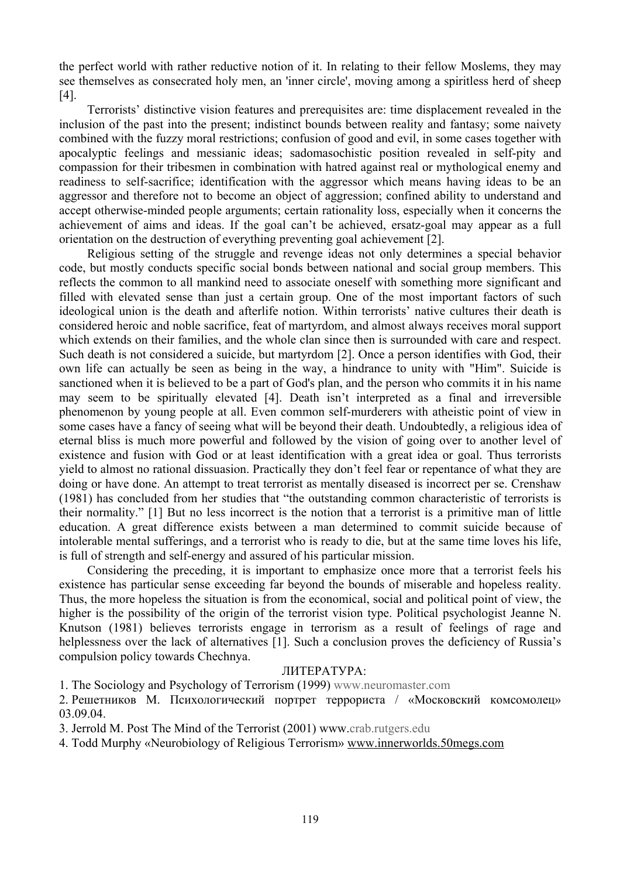the perfect world with rather reductive notion of it. In relating to their fellow Moslems, they may see themselves as consecrated holy men, an 'inner circle', moving among a spiritless herd of sheep [4].

Terrorists' distinctive vision features and prerequisites are: time displacement revealed in the inclusion of the past into the present; indistinct bounds between reality and fantasy; some naivety combined with the fuzzy moral restrictions; confusion of good and evil, in some cases together with apocalyptic feelings and messianic ideas; sadomasochistic position revealed in self-pity and compassion for their tribesmen in combination with hatred against real or mythological enemy and readiness to self-sacrifice; identification with the aggressor which means having ideas to be an aggressor and therefore not to become an object of aggression; confined ability to understand and accept otherwise-minded people arguments; certain rationality loss, especially when it concerns the achievement of aims and ideas. If the goal can't be achieved, ersatz-goal may appear as a full orientation on the destruction of everything preventing goal achievement [2].

Religious setting of the struggle and revenge ideas not only determines a special behavior code, but mostly conducts specific social bonds between national and social group members. This reflects the common to all mankind need to associate oneself with something more significant and filled with elevated sense than just a certain group. One of the most important factors of such ideological union is the death and afterlife notion. Within terrorists' native cultures their death is considered heroic and noble sacrifice, feat of martyrdom, and almost always receives moral support which extends on their families, and the whole clan since then is surrounded with care and respect. Such death is not considered a suicide, but martyrdom [2]. Once a person identifies with God, their own life can actually be seen as being in the way, a hindrance to unity with "Him". Suicide is sanctioned when it is believed to be a part of God's plan, and the person who commits it in his name may seem to be spiritually elevated [4]. Death isn't interpreted as a final and irreversible phenomenon by young people at all. Even common self-murderers with atheistic point of view in some cases have a fancy of seeing what will be beyond their death. Undoubtedly, a religious idea of eternal bliss is much more powerful and followed by the vision of going over to another level of existence and fusion with God or at least identification with a great idea or goal. Thus terrorists yield to almost no rational dissuasion. Practically they don't feel fear or repentance of what they are doing or have done. An attempt to treat terrorist as mentally diseased is incorrect per se. Crenshaw (1981) has concluded from her studies that "the outstanding common characteristic of terrorists is their normality." [1] But no less incorrect is the notion that a terrorist is a primitive man of little education. A great difference exists between a man determined to commit suicide because of intolerable mental sufferings, and a terrorist who is ready to die, but at the same time loves his life, is full of strength and self-energy and assured of his particular mission.

Considering the preceding, it is important to emphasize once more that a terrorist feels his existence has particular sense exceeding far beyond the bounds of miserable and hopeless reality. Thus, the more hopeless the situation is from the economical, social and political point of view, the higher is the possibility of the origin of the terrorist vision type. Political psychologist Jeanne N. Knutson (1981) believes terrorists engage in terrorism as a result of feelings of rage and helplessness over the lack of alternatives [1]. Such a conclusion proves the deficiency of Russia's compulsion policy towards Chechnya.

## ЛИТЕРАТУРА:

1. The Sociology and Psychology of Terrorism (1999) www.neuromaster.com
2. Решетников М. Психологический портрет террориста / «Московский комсомолец» 03.09.04.
3. Jerrold M. Post The Mind of the Terrorist (2001) www.crab.rutgers.edu
4. Todd Murphy «Neurobiology of Religious Terrorism» www.innerworlds.50megs.com